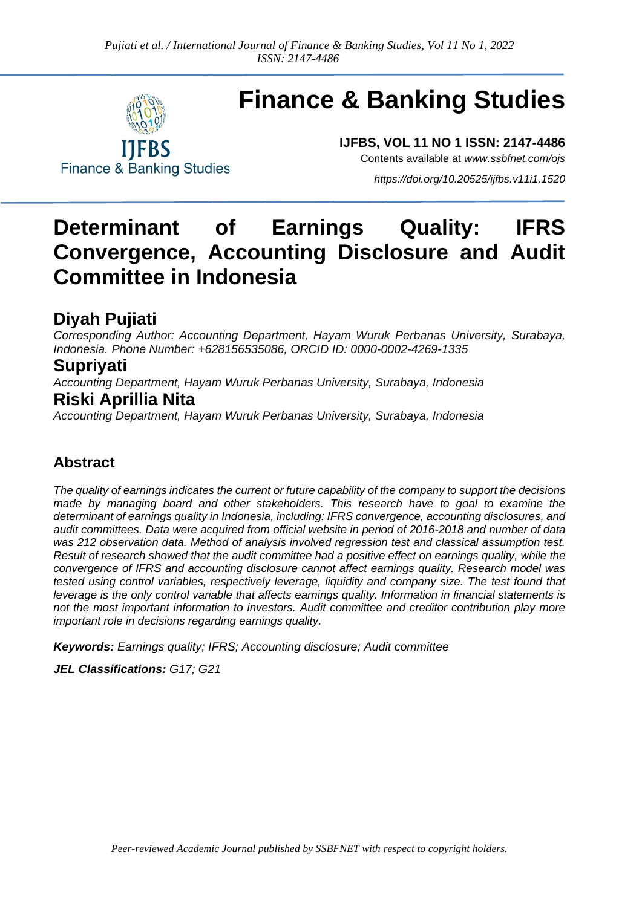# Finance & Banking Studies

**IJFBS, VOL 11 NO 1 ISSN: 2147-4486**

Contents available at *www.ssbfnet.com/ojs*

*https://doi.org/10.20525/ijfbs.v11i1.1520*

# Determinant of Earnings Quality: IFRS Convergence, Accounting Disclosure and Audit Committee in Indonesia

## Diyah Pujiati

*Corresponding Author: Accounting Department, Hayam Wuruk Perbanas University, Surabaya, Indonesia. Phone Number: +628156535086, ORCID ID: 0000-0002-4269-1335*

## Supriyati

*Accounting Department, Hayam Wuruk Perbanas University, Surabaya, Indonesia*

## Riski Aprillia Nita

*Accounting Department, Hayam Wuruk Perbanas University, Surabaya, Indonesia*

## Abstract

*The quality of earnings indicates the current or future capability of the company to support the decisions made by managing board and other stakeholders. This research have to goal to examine the determinant of earnings quality in Indonesia, including: IFRS convergence, accounting disclosures, and audit committees. Data were acquired from official website in period of 2016-2018 and number of data was 212 observation data. Method of analysis involved regression test and classical assumption test. Result of research showed that the audit committee had a positive effect on earnings quality, while the convergence of IFRS and accounting disclosure cannot affect earnings quality. Research model was tested using control variables, respectively leverage, liquidity and company size. The test found that leverage is the only control variable that affects earnings quality. Information in financial statements is not the most important information to investors. Audit committee and creditor contribution play more important role in decisions regarding earnings quality.*

***Keywords:*** *Earnings quality; IFRS; Accounting disclosure; Audit committee*

***JEL Classifications:*** *G17; G21*

*Peer-reviewed Academic Journal published by SSBFNET with respect to copyright holders.*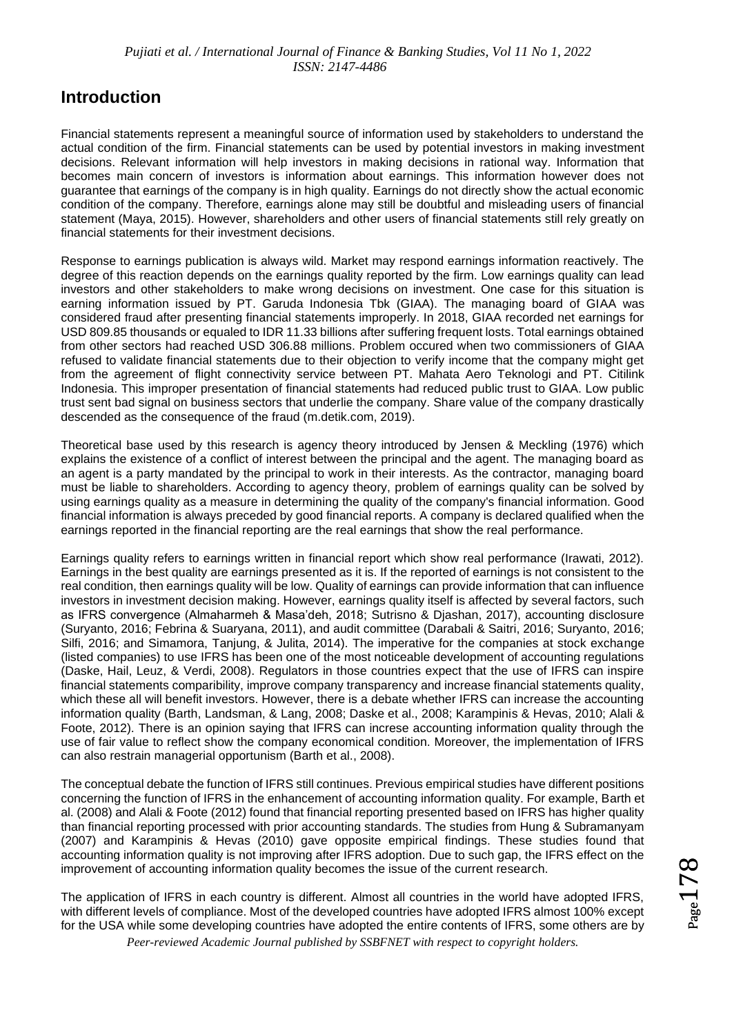## Introduction

Financial statements represent a meaningful source of information used by stakeholders to understand the actual condition of the firm. Financial statements can be used by potential investors in making investment decisions. Relevant information will help investors in making decisions in rational way. Information that becomes main concern of investors is information about earnings. This information however does not guarantee that earnings of the company is in high quality. Earnings do not directly show the actual economic condition of the company. Therefore, earnings alone may still be doubtful and misleading users of financial statement (Maya, 2015). However, shareholders and other users of financial statements still rely greatly on financial statements for their investment decisions.

Response to earnings publication is always wild. Market may respond earnings information reactively. The degree of this reaction depends on the earnings quality reported by the firm. Low earnings quality can lead investors and other stakeholders to make wrong decisions on investment. One case for this situation is earning information issued by PT. Garuda Indonesia Tbk (GIAA). The managing board of GIAA was considered fraud after presenting financial statements improperly. In 2018, GIAA recorded net earnings for USD 809.85 thousands or equaled to IDR 11.33 billions after suffering frequent losts. Total earnings obtained from other sectors had reached USD 306.88 millions. Problem occured when two commissioners of GIAA refused to validate financial statements due to their objection to verify income that the company might get from the agreement of flight connectivity service between PT. Mahata Aero Teknologi and PT. Citilink Indonesia. This improper presentation of financial statements had reduced public trust to GIAA. Low public trust sent bad signal on business sectors that underlie the company. Share value of the company drastically descended as the consequence of the fraud (m.detik.com, 2019).

Theoretical base used by this research is agency theory introduced by Jensen & Meckling (1976) which explains the existence of a conflict of interest between the principal and the agent. The managing board as an agent is a party mandated by the principal to work in their interests. As the contractor, managing board must be liable to shareholders. According to agency theory, problem of earnings quality can be solved by using earnings quality as a measure in determining the quality of the company's financial information. Good financial information is always preceded by good financial reports. A company is declared qualified when the earnings reported in the financial reporting are the real earnings that show the real performance.

Earnings quality refers to earnings written in financial report which show real performance (Irawati, 2012). Earnings in the best quality are earnings presented as it is. If the reported of earnings is not consistent to the real condition, then earnings quality will be low. Quality of earnings can provide information that can influence investors in investment decision making. However, earnings quality itself is affected by several factors, such as IFRS convergence (Almaharmeh & Masa'deh, 2018; Sutrisno & Djashan, 2017), accounting disclosure (Suryanto, 2016; Febrina & Suaryana, 2011), and audit committee (Darabali & Saitri, 2016; Suryanto, 2016; Silfi, 2016; and Simamora, Tanjung, & Julita, 2014). The imperative for the companies at stock exchange (listed companies) to use IFRS has been one of the most noticeable development of accounting regulations (Daske, Hail, Leuz, & Verdi, 2008). Regulators in those countries expect that the use of IFRS can inspire financial statements comparibility, improve company transparency and increase financial statements quality, which these all will benefit investors. However, there is a debate whether IFRS can increase the accounting information quality (Barth, Landsman, & Lang, 2008; Daske et al., 2008; Karampinis & Hevas, 2010; Alali & Foote, 2012). There is an opinion saying that IFRS can increse accounting information quality through the use of fair value to reflect show the company economical condition. Moreover, the implementation of IFRS can also restrain managerial opportunism (Barth et al., 2008).

The conceptual debate the function of IFRS still continues. Previous empirical studies have different positions concerning the function of IFRS in the enhancement of accounting information quality. For example, Barth et al. (2008) and Alali & Foote (2012) found that financial reporting presented based on IFRS has higher quality than financial reporting processed with prior accounting standards. The studies from Hung & Subramanyam (2007) and Karampinis & Hevas (2010) gave opposite empirical findings. These studies found that accounting information quality is not improving after IFRS adoption. Due to such gap, the IFRS effect on the improvement of accounting information quality becomes the issue of the current research.

The application of IFRS in each country is different. Almost all countries in the world have adopted IFRS, with different levels of compliance. Most of the developed countries have adopted IFRS almost 100% except for the USA while some developing countries have adopted the entire contents of IFRS, some others are by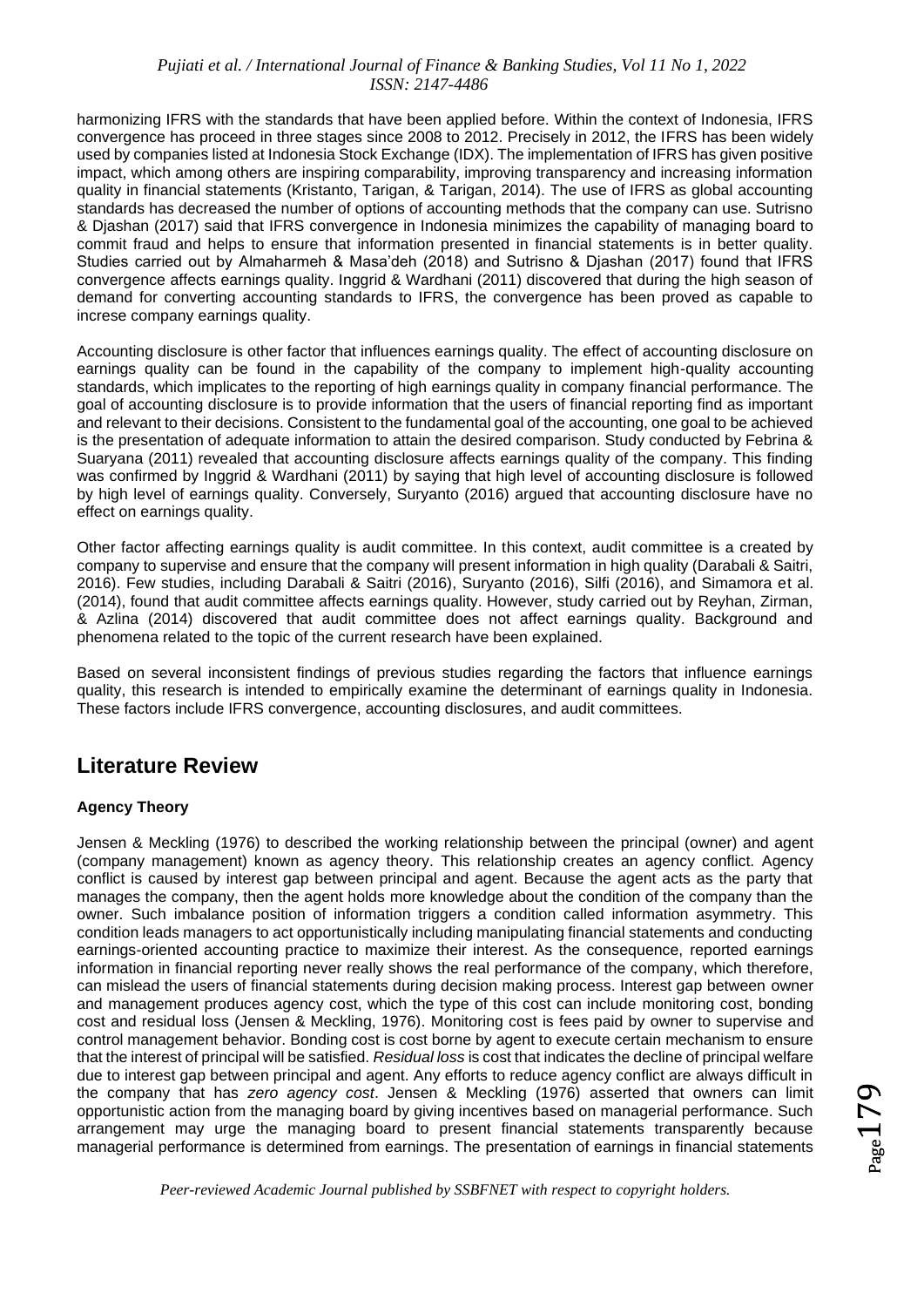harmonizing IFRS with the standards that have been applied before. Within the context of Indonesia, IFRS convergence has proceed in three stages since 2008 to 2012. Precisely in 2012, the IFRS has been widely used by companies listed at Indonesia Stock Exchange (IDX). The implementation of IFRS has given positive impact, which among others are inspiring comparability, improving transparency and increasing information quality in financial statements (Kristanto, Tarigan, & Tarigan, 2014). The use of IFRS as global accounting standards has decreased the number of options of accounting methods that the company can use. Sutrisno & Djashan (2017) said that IFRS convergence in Indonesia minimizes the capability of managing board to commit fraud and helps to ensure that information presented in financial statements is in better quality. Studies carried out by Almaharmeh & Masa'deh (2018) and Sutrisno & Djashan (2017) found that IFRS convergence affects earnings quality. Inggrid & Wardhani (2011) discovered that during the high season of demand for converting accounting standards to IFRS, the convergence has been proved as capable to increse company earnings quality.

Accounting disclosure is other factor that influences earnings quality. The effect of accounting disclosure on earnings quality can be found in the capability of the company to implement high-quality accounting standards, which implicates to the reporting of high earnings quality in company financial performance. The goal of accounting disclosure is to provide information that the users of financial reporting find as important and relevant to their decisions. Consistent to the fundamental goal of the accounting, one goal to be achieved is the presentation of adequate information to attain the desired comparison. Study conducted by Febrina & Suaryana (2011) revealed that accounting disclosure affects earnings quality of the company. This finding was confirmed by Inggrid & Wardhani (2011) by saying that high level of accounting disclosure is followed by high level of earnings quality. Conversely, Suryanto (2016) argued that accounting disclosure have no effect on earnings quality.

Other factor affecting earnings quality is audit committee. In this context, audit committee is a created by company to supervise and ensure that the company will present information in high quality (Darabali & Saitri, 2016). Few studies, including Darabali & Saitri (2016), Suryanto (2016), Silfi (2016), and Simamora et al. (2014), found that audit committee affects earnings quality. However, study carried out by Reyhan, Zirman, & Azlina (2014) discovered that audit committee does not affect earnings quality. Background and phenomena related to the topic of the current research have been explained.

Based on several inconsistent findings of previous studies regarding the factors that influence earnings quality, this research is intended to empirically examine the determinant of earnings quality in Indonesia. These factors include IFRS convergence, accounting disclosures, and audit committees.

## Literature Review

### Agency Theory

Jensen & Meckling (1976) to described the working relationship between the principal (owner) and agent (company management) known as agency theory. This relationship creates an agency conflict. Agency conflict is caused by interest gap between principal and agent. Because the agent acts as the party that manages the company, then the agent holds more knowledge about the condition of the company than the owner. Such imbalance position of information triggers a condition called information asymmetry. This condition leads managers to act opportunistically including manipulating financial statements and conducting earnings-oriented accounting practice to maximize their interest. As the consequence, reported earnings information in financial reporting never really shows the real performance of the company, which therefore, can mislead the users of financial statements during decision making process. Interest gap between owner and management produces agency cost, which the type of this cost can include monitoring cost, bonding cost and residual loss (Jensen & Meckling, 1976). Monitoring cost is fees paid by owner to supervise and control management behavior. Bonding cost is cost borne by agent to execute certain mechanism to ensure that the interest of principal will be satisfied. *Residual loss* is cost that indicates the decline of principal welfare due to interest gap between principal and agent. Any efforts to reduce agency conflict are always difficult in the company that has *zero agency cost*. Jensen & Meckling (1976) asserted that owners can limit opportunistic action from the managing board by giving incentives based on managerial performance. Such arrangement may urge the managing board to present financial statements transparently because managerial performance is determined from earnings. The presentation of earnings in financial statements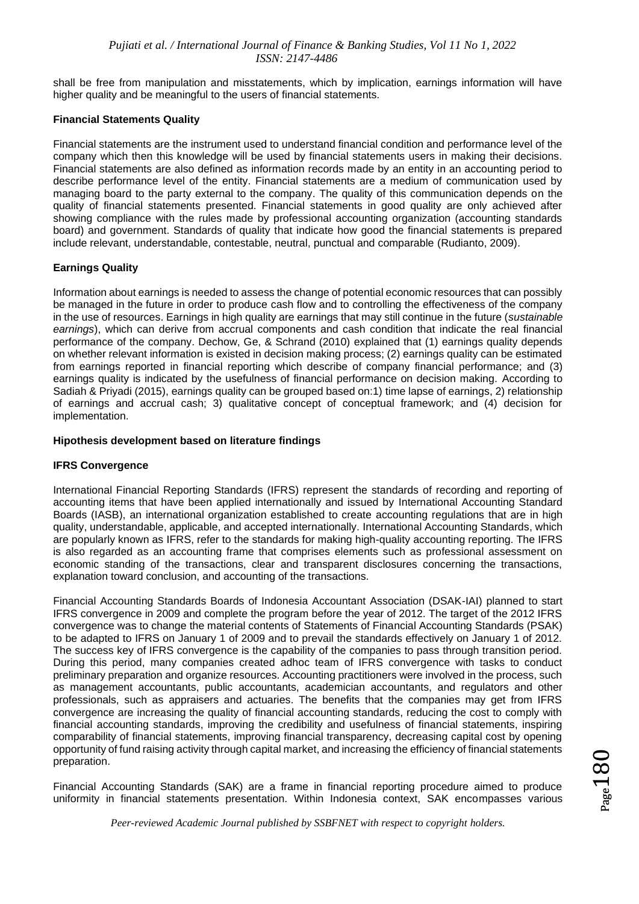shall be free from manipulation and misstatements, which by implication, earnings information will have higher quality and be meaningful to the users of financial statements.

### Financial Statements Quality

Financial statements are the instrument used to understand financial condition and performance level of the company which then this knowledge will be used by financial statements users in making their decisions. Financial statements are also defined as information records made by an entity in an accounting period to describe performance level of the entity. Financial statements are a medium of communication used by managing board to the party external to the company. The quality of this communication depends on the quality of financial statements presented. Financial statements in good quality are only achieved after showing compliance with the rules made by professional accounting organization (accounting standards board) and government. Standards of quality that indicate how good the financial statements is prepared include relevant, understandable, contestable, neutral, punctual and comparable (Rudianto, 2009).

### Earnings Quality

Information about earnings is needed to assess the change of potential economic resources that can possibly be managed in the future in order to produce cash flow and to controlling the effectiveness of the company in the use of resources. Earnings in high quality are earnings that may still continue in the future (*sustainable earnings*), which can derive from accrual components and cash condition that indicate the real financial performance of the company. Dechow, Ge, & Schrand (2010) explained that (1) earnings quality depends on whether relevant information is existed in decision making process; (2) earnings quality can be estimated from earnings reported in financial reporting which describe of company financial performance; and (3) earnings quality is indicated by the usefulness of financial performance on decision making. According to Sadiah & Priyadi (2015), earnings quality can be grouped based on:1) time lapse of earnings, 2) relationship of earnings and accrual cash; 3) qualitative concept of conceptual framework; and (4) decision for implementation.

### Hipothesis development based on literature findings

### IFRS Convergence

International Financial Reporting Standards (IFRS) represent the standards of recording and reporting of accounting items that have been applied internationally and issued by International Accounting Standard Boards (IASB), an international organization established to create accounting regulations that are in high quality, understandable, applicable, and accepted internationally. International Accounting Standards, which are popularly known as IFRS, refer to the standards for making high-quality accounting reporting. The IFRS is also regarded as an accounting frame that comprises elements such as professional assessment on economic standing of the transactions, clear and transparent disclosures concerning the transactions, explanation toward conclusion, and accounting of the transactions.

Financial Accounting Standards Boards of Indonesia Accountant Association (DSAK-IAI) planned to start IFRS convergence in 2009 and complete the program before the year of 2012. The target of the 2012 IFRS convergence was to change the material contents of Statements of Financial Accounting Standards (PSAK) to be adapted to IFRS on January 1 of 2009 and to prevail the standards effectively on January 1 of 2012. The success key of IFRS convergence is the capability of the companies to pass through transition period. During this period, many companies created adhoc team of IFRS convergence with tasks to conduct preliminary preparation and organize resources. Accounting practitioners were involved in the process, such as management accountants, public accountants, academician accountants, and regulators and other professionals, such as appraisers and actuaries. The benefits that the companies may get from IFRS convergence are increasing the quality of financial accounting standards, reducing the cost to comply with financial accounting standards, improving the credibility and usefulness of financial statements, inspiring comparability of financial statements, improving financial transparency, decreasing capital cost by opening opportunity of fund raising activity through capital market, and increasing the efficiency of financial statements preparation.

Financial Accounting Standards (SAK) are a frame in financial reporting procedure aimed to produce uniformity in financial statements presentation. Within Indonesia context, SAK encompasses various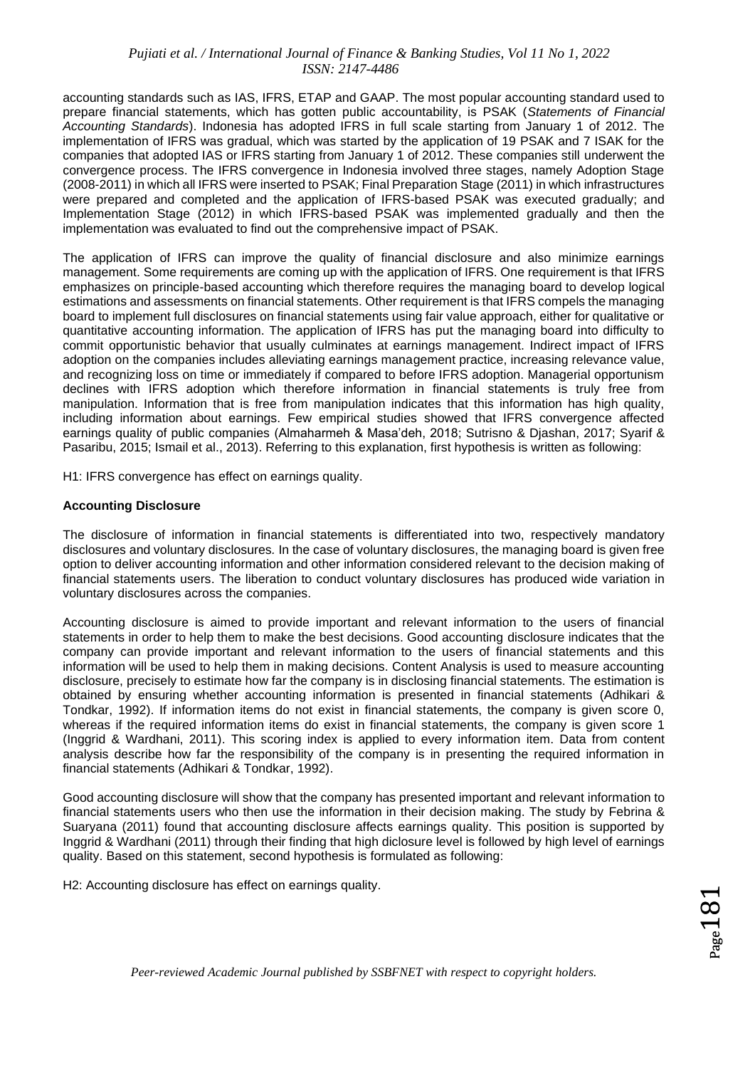accounting standards such as IAS, IFRS, ETAP and GAAP. The most popular accounting standard used to prepare financial statements, which has gotten public accountability, is PSAK (*Statements of Financial Accounting Standards*). Indonesia has adopted IFRS in full scale starting from January 1 of 2012. The implementation of IFRS was gradual, which was started by the application of 19 PSAK and 7 ISAK for the companies that adopted IAS or IFRS starting from January 1 of 2012. These companies still underwent the convergence process. The IFRS convergence in Indonesia involved three stages, namely Adoption Stage (2008-2011) in which all IFRS were inserted to PSAK; Final Preparation Stage (2011) in which infrastructures were prepared and completed and the application of IFRS-based PSAK was executed gradually; and Implementation Stage (2012) in which IFRS-based PSAK was implemented gradually and then the implementation was evaluated to find out the comprehensive impact of PSAK.

The application of IFRS can improve the quality of financial disclosure and also minimize earnings management. Some requirements are coming up with the application of IFRS. One requirement is that IFRS emphasizes on principle-based accounting which therefore requires the managing board to develop logical estimations and assessments on financial statements. Other requirement is that IFRS compels the managing board to implement full disclosures on financial statements using fair value approach, either for qualitative or quantitative accounting information. The application of IFRS has put the managing board into difficulty to commit opportunistic behavior that usually culminates at earnings management. Indirect impact of IFRS adoption on the companies includes alleviating earnings management practice, increasing relevance value, and recognizing loss on time or immediately if compared to before IFRS adoption. Managerial opportunism declines with IFRS adoption which therefore information in financial statements is truly free from manipulation. Information that is free from manipulation indicates that this information has high quality, including information about earnings. Few empirical studies showed that IFRS convergence affected earnings quality of public companies (Almaharmeh & Masa'deh, 2018; Sutrisno & Djashan, 2017; Syarif & Pasaribu, 2015; Ismail et al., 2013). Referring to this explanation, first hypothesis is written as following:

H1: IFRS convergence has effect on earnings quality.

**Accounting Disclosure**

The disclosure of information in financial statements is differentiated into two, respectively mandatory disclosures and voluntary disclosures. In the case of voluntary disclosures, the managing board is given free option to deliver accounting information and other information considered relevant to the decision making of financial statements users. The liberation to conduct voluntary disclosures has produced wide variation in voluntary disclosures across the companies.

Accounting disclosure is aimed to provide important and relevant information to the users of financial statements in order to help them to make the best decisions. Good accounting disclosure indicates that the company can provide important and relevant information to the users of financial statements and this information will be used to help them in making decisions. Content Analysis is used to measure accounting disclosure, precisely to estimate how far the company is in disclosing financial statements. The estimation is obtained by ensuring whether accounting information is presented in financial statements (Adhikari & Tondkar, 1992). If information items do not exist in financial statements, the company is given score 0, whereas if the required information items do exist in financial statements, the company is given score 1 (Inggrid & Wardhani, 2011). This scoring index is applied to every information item. Data from content analysis describe how far the responsibility of the company is in presenting the required information in financial statements (Adhikari & Tondkar, 1992).

Good accounting disclosure will show that the company has presented important and relevant information to financial statements users who then use the information in their decision making. The study by Febrina & Suaryana (2011) found that accounting disclosure affects earnings quality. This position is supported by Inggrid & Wardhani (2011) through their finding that high diclosure level is followed by high level of earnings quality. Based on this statement, second hypothesis is formulated as following:

H2: Accounting disclosure has effect on earnings quality.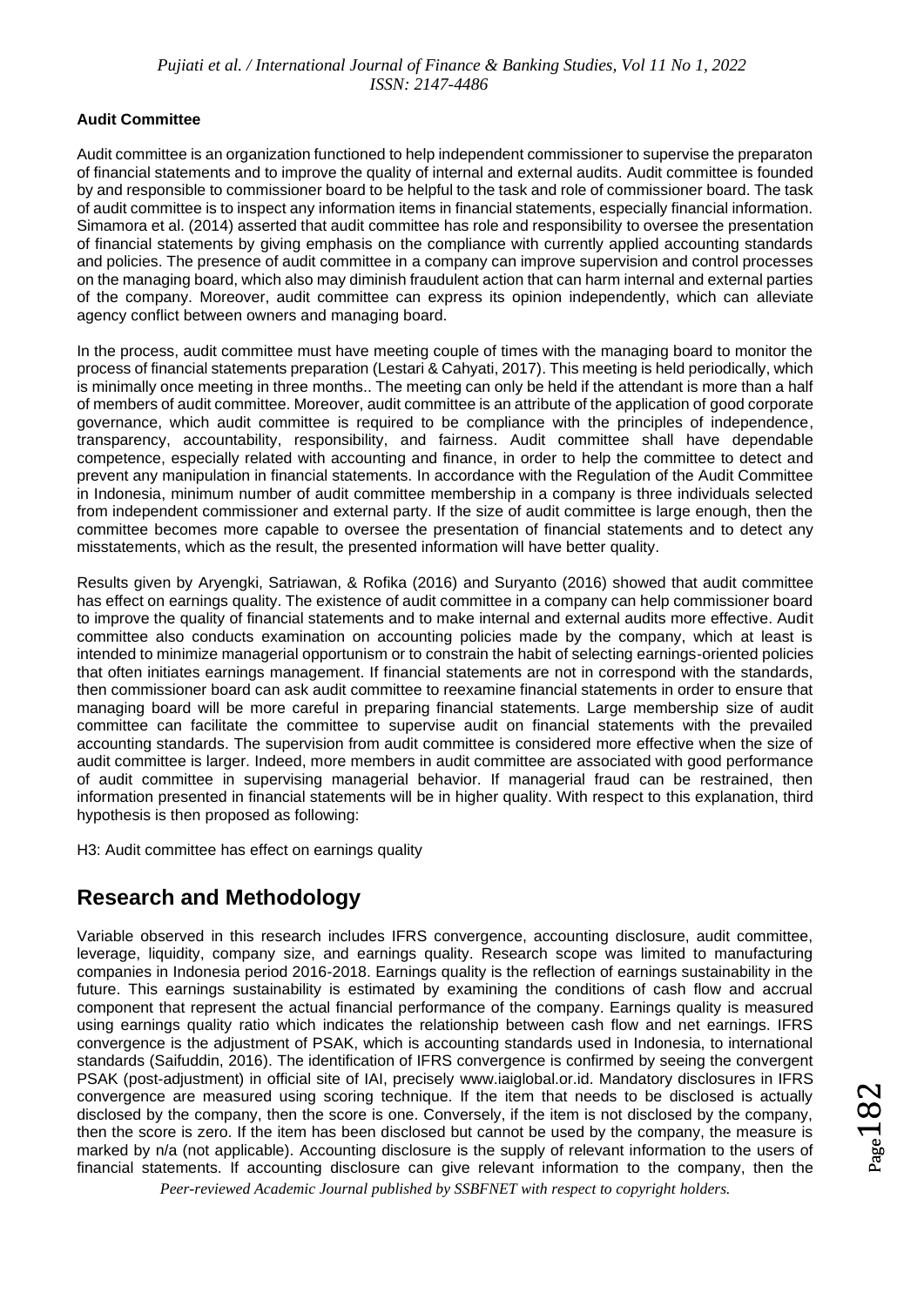### Audit Committee

Audit committee is an organization functioned to help independent commissioner to supervise the preparaton of financial statements and to improve the quality of internal and external audits. Audit committee is founded by and responsible to commissioner board to be helpful to the task and role of commissioner board. The task of audit committee is to inspect any information items in financial statements, especially financial information. Simamora et al. (2014) asserted that audit committee has role and responsibility to oversee the presentation of financial statements by giving emphasis on the compliance with currently applied accounting standards and policies. The presence of audit committee in a company can improve supervision and control processes on the managing board, which also may diminish fraudulent action that can harm internal and external parties of the company. Moreover, audit committee can express its opinion independently, which can alleviate agency conflict between owners and managing board.

In the process, audit committee must have meeting couple of times with the managing board to monitor the process of financial statements preparation (Lestari & Cahyati, 2017). This meeting is held periodically, which is minimally once meeting in three months.. The meeting can only be held if the attendant is more than a half of members of audit committee. Moreover, audit committee is an attribute of the application of good corporate governance, which audit committee is required to be compliance with the principles of independence, transparency, accountability, responsibility, and fairness. Audit committee shall have dependable competence, especially related with accounting and finance, in order to help the committee to detect and prevent any manipulation in financial statements. In accordance with the Regulation of the Audit Committee in Indonesia, minimum number of audit committee membership in a company is three individuals selected from independent commissioner and external party. If the size of audit committee is large enough, then the committee becomes more capable to oversee the presentation of financial statements and to detect any misstatements, which as the result, the presented information will have better quality.

Results given by Aryengki, Satriawan, & Rofika (2016) and Suryanto (2016) showed that audit committee has effect on earnings quality. The existence of audit committee in a company can help commissioner board to improve the quality of financial statements and to make internal and external audits more effective. Audit committee also conducts examination on accounting policies made by the company, which at least is intended to minimize managerial opportunism or to constrain the habit of selecting earnings-oriented policies that often initiates earnings management. If financial statements are not in correspond with the standards, then commissioner board can ask audit committee to reexamine financial statements in order to ensure that managing board will be more careful in preparing financial statements. Large membership size of audit committee can facilitate the committee to supervise audit on financial statements with the prevailed accounting standards. The supervision from audit committee is considered more effective when the size of audit committee is larger. Indeed, more members in audit committee are associated with good performance of audit committee in supervising managerial behavior. If managerial fraud can be restrained, then information presented in financial statements will be in higher quality. With respect to this explanation, third hypothesis is then proposed as following:

H3: Audit committee has effect on earnings quality

## Research and Methodology

Variable observed in this research includes IFRS convergence, accounting disclosure, audit committee, leverage, liquidity, company size, and earnings quality. Research scope was limited to manufacturing companies in Indonesia period 2016-2018. Earnings quality is the reflection of earnings sustainability in the future. This earnings sustainability is estimated by examining the conditions of cash flow and accrual component that represent the actual financial performance of the company. Earnings quality is measured using earnings quality ratio which indicates the relationship between cash flow and net earnings. IFRS convergence is the adjustment of PSAK, which is accounting standards used in Indonesia, to international standards (Saifuddin, 2016). The identification of IFRS convergence is confirmed by seeing the convergent PSAK (post-adjustment) in official site of IAI, precisely www.iaiglobal.or.id. Mandatory disclosures in IFRS convergence are measured using scoring technique. If the item that needs to be disclosed is actually disclosed by the company, then the score is one. Conversely, if the item is not disclosed by the company, then the score is zero. If the item has been disclosed but cannot be used by the company, the measure is marked by n/a (not applicable). Accounting disclosure is the supply of relevant information to the users of financial statements. If accounting disclosure can give relevant information to the company, then the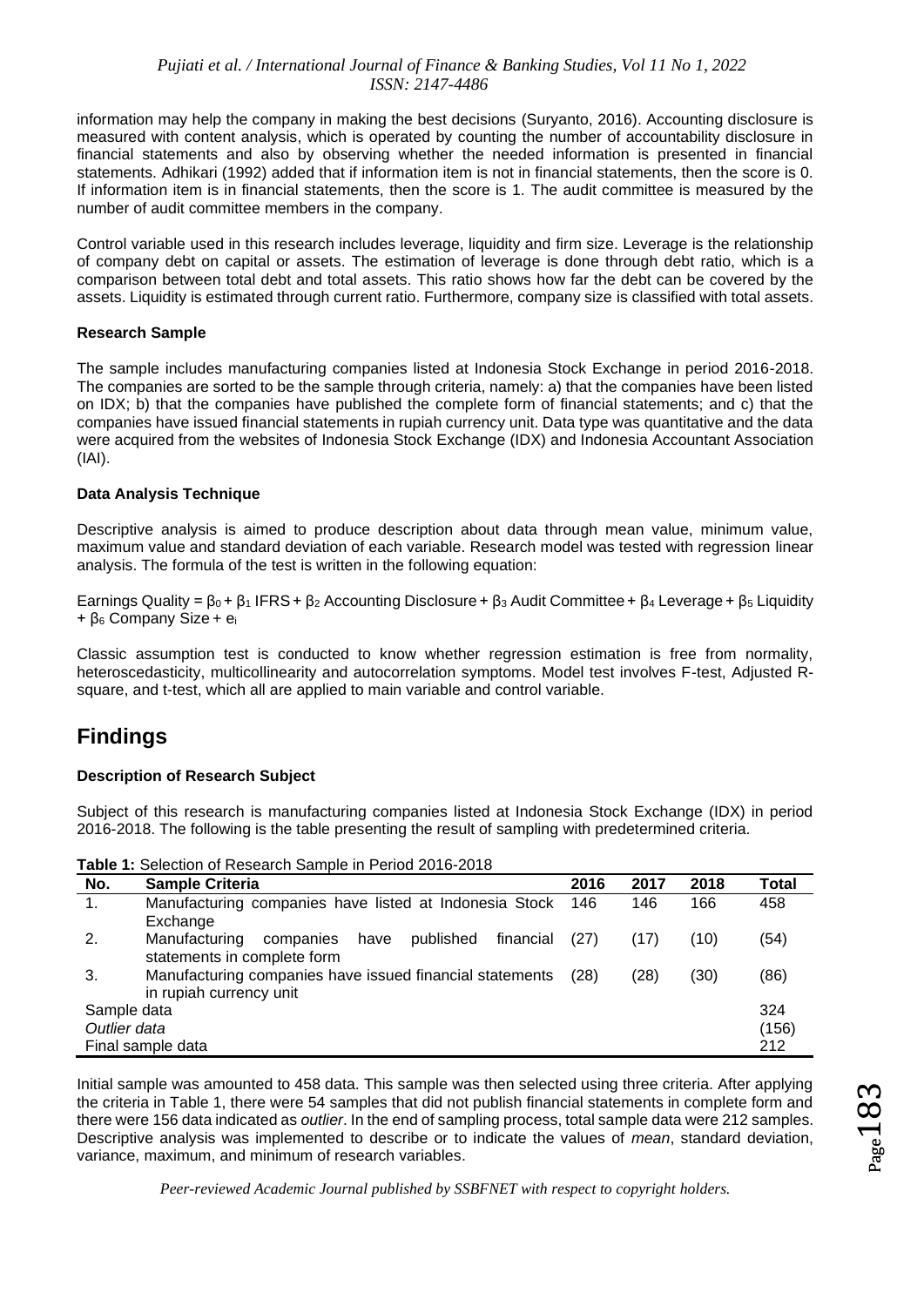information may help the company in making the best decisions (Suryanto, 2016). Accounting disclosure is measured with content analysis, which is operated by counting the number of accountability disclosure in financial statements and also by observing whether the needed information is presented in financial statements. Adhikari (1992) added that if information item is not in financial statements, then the score is 0. If information item is in financial statements, then the score is 1. The audit committee is measured by the number of audit committee members in the company.

Control variable used in this research includes leverage, liquidity and firm size. Leverage is the relationship of company debt on capital or assets. The estimation of leverage is done through debt ratio, which is a comparison between total debt and total assets. This ratio shows how far the debt can be covered by the assets. Liquidity is estimated through current ratio. Furthermore, company size is classified with total assets.

### Research Sample

The sample includes manufacturing companies listed at Indonesia Stock Exchange in period 2016-2018. The companies are sorted to be the sample through criteria, namely: a) that the companies have been listed on IDX; b) that the companies have published the complete form of financial statements; and c) that the companies have issued financial statements in rupiah currency unit. Data type was quantitative and the data were acquired from the websites of Indonesia Stock Exchange (IDX) and Indonesia Accountant Association (IAI).

### Data Analysis Technique

Descriptive analysis is aimed to produce description about data through mean value, minimum value, maximum value and standard deviation of each variable. Research model was tested with regression linear analysis. The formula of the test is written in the following equation:

$$\text{Earnings Quality} = \beta_0 + \beta_1 \text{ IFRS} + \beta_2 \text{ Accounting Disclosure} + \beta_3 \text{ Audit Committee} + \beta_4 \text{ Leverage} + \beta_5 \text{ Liquidity} + \beta_6 \text{ Company Size} + e_i$$

Classic assumption test is conducted to know whether regression estimation is free from normality, heteroscedasticity, multicollinearity and autocorrelation symptoms. Model test involves F-test, Adjusted R-square, and t-test, which all are applied to main variable and control variable.

## Findings

### Description of Research Subject

Subject of this research is manufacturing companies listed at Indonesia Stock Exchange (IDX) in period 2016-2018. The following is the table presenting the result of sampling with predetermined criteria.

**Table 1:** Selection of Research Sample in Period 2016-2018

| No. | Sample Criteria | 2016 | 2017 | 2018 | Total |
|---|---|---|---|---|---|
| 1. | Manufacturing companies have listed at Indonesia Stock Exchange | 146 | 146 | 166 | 458 |
| 2. | Manufacturing companies have published financial statements in complete form | (27) | (17) | (10) | (54) |
| 3. | Manufacturing companies have issued financial statements in rupiah currency unit | (28) | (28) | (30) | (86) |
| Sample data | | | | | 324 |
| *Outlier data* | | | | | (156) |
| Final sample data | | | | | 212 |

Initial sample was amounted to 458 data. This sample was then selected using three criteria. After applying the criteria in Table 1, there were 54 samples that did not publish financial statements in complete form and there were 156 data indicated as *outlier*. In the end of sampling process, total sample data were 212 samples. Descriptive analysis was implemented to describe or to indicate the values of *mean*, standard deviation, variance, maximum, and minimum of research variables.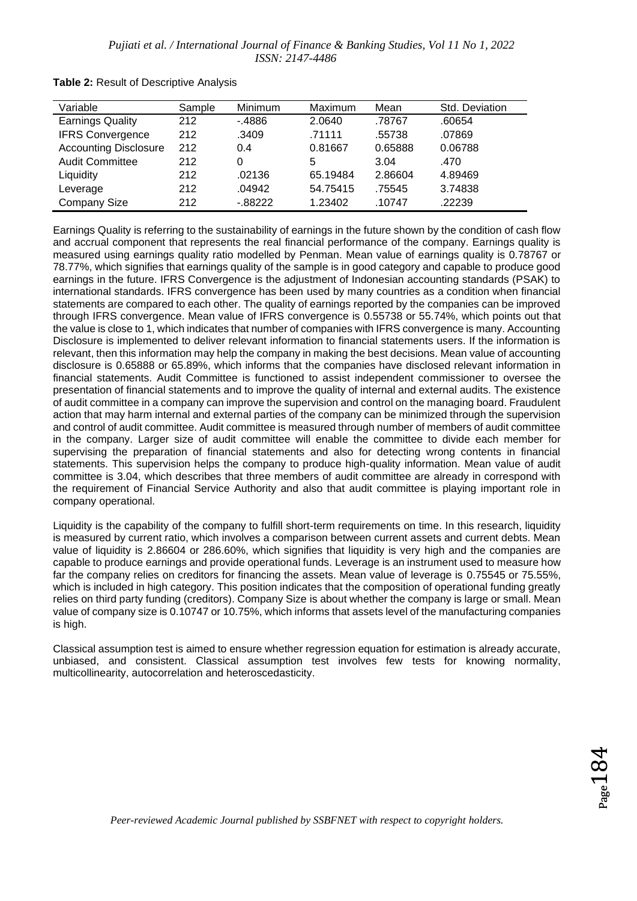**Table 2:** Result of Descriptive Analysis

| Variable | Sample | Minimum | Maximum | Mean | Std. Deviation |
|---|---|---|---|---|---|
| Earnings Quality | 212 | -.4886 | 2.0640 | .78767 | .60654 |
| IFRS Convergence | 212 | .3409 | .71111 | .55738 | .07869 |
| Accounting Disclosure | 212 | 0.4 | 0.81667 | 0.65888 | 0.06788 |
| Audit Committee | 212 | 0 | 5 | 3.04 | .470 |
| Liquidity | 212 | .02136 | 65.19484 | 2.86604 | 4.89469 |
| Leverage | 212 | .04942 | 54.75415 | .75545 | 3.74838 |
| Company Size | 212 | -.88222 | 1.23402 | .10747 | .22239 |

Earnings Quality is referring to the sustainability of earnings in the future shown by the condition of cash flow and accrual component that represents the real financial performance of the company. Earnings quality is measured using earnings quality ratio modelled by Penman. Mean value of earnings quality is 0.78767 or 78.77%, which signifies that earnings quality of the sample is in good category and capable to produce good earnings in the future. IFRS Convergence is the adjustment of Indonesian accounting standards (PSAK) to international standards. IFRS convergence has been used by many countries as a condition when financial statements are compared to each other. The quality of earnings reported by the companies can be improved through IFRS convergence. Mean value of IFRS convergence is 0.55738 or 55.74%, which points out that the value is close to 1, which indicates that number of companies with IFRS convergence is many. Accounting Disclosure is implemented to deliver relevant information to financial statements users. If the information is relevant, then this information may help the company in making the best decisions. Mean value of accounting disclosure is 0.65888 or 65.89%, which informs that the companies have disclosed relevant information in financial statements. Audit Committee is functioned to assist independent commissioner to oversee the presentation of financial statements and to improve the quality of internal and external audits. The existence of audit committee in a company can improve the supervision and control on the managing board. Fraudulent action that may harm internal and external parties of the company can be minimized through the supervision and control of audit committee. Audit committee is measured through number of members of audit committee in the company. Larger size of audit committee will enable the committee to divide each member for supervising the preparation of financial statements and also for detecting wrong contents in financial statements. This supervision helps the company to produce high-quality information. Mean value of audit committee is 3.04, which describes that three members of audit committee are already in correspond with the requirement of Financial Service Authority and also that audit committee is playing important role in company operational.

Liquidity is the capability of the company to fulfill short-term requirements on time. In this research, liquidity is measured by current ratio, which involves a comparison between current assets and current debts. Mean value of liquidity is 2.86604 or 286.60%, which signifies that liquidity is very high and the companies are capable to produce earnings and provide operational funds. Leverage is an instrument used to measure how far the company relies on creditors for financing the assets. Mean value of leverage is 0.75545 or 75.55%, which is included in high category. This position indicates that the composition of operational funding greatly relies on third party funding (creditors). Company Size is about whether the company is large or small. Mean value of company size is 0.10747 or 10.75%, which informs that assets level of the manufacturing companies is high.

Classical assumption test is aimed to ensure whether regression equation for estimation is already accurate, unbiased, and consistent. Classical assumption test involves few tests for knowing normality, multicollinearity, autocorrelation and heteroscedasticity.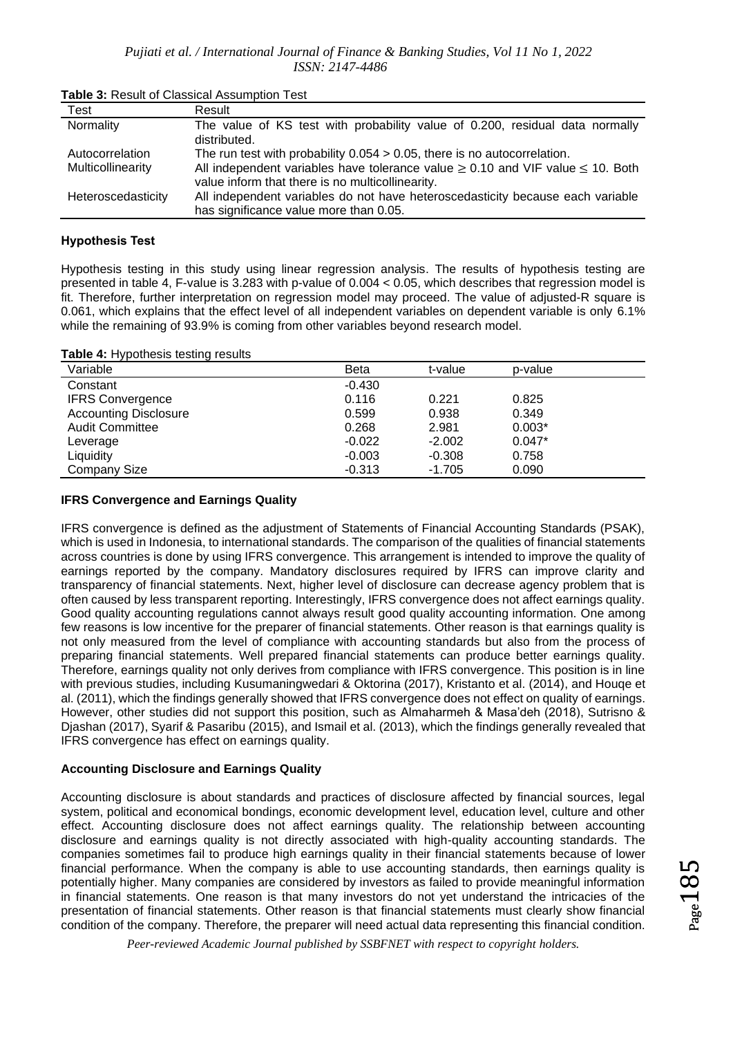**Table 3:** Result of Classical Assumption Test

| Test | Result |
|---|---|
| Normality | The value of KS test with probability value of 0.200, residual data normally distributed. |
| Autocorrelation | The run test with probability $0.054 > 0.05$, there is no autocorrelation. |
| Multicollinearity | All independent variables have tolerance value $\geq 0.10$ and VIF value $\leq 10$. Both value inform that there is no multicollinearity. |
| Heteroscedasticity | All independent variables do not have heteroscedasticity because each variable has significance value more than 0.05. |

### Hypothesis Test

Hypothesis testing in this study using linear regression analysis. The results of hypothesis testing are presented in table 4, F-value is 3.283 with p-value of $0.004 < 0.05$, which describes that regression model is fit. Therefore, further interpretation on regression model may proceed. The value of adjusted-R square is 0.061, which explains that the effect level of all independent variables on dependent variable is only 6.1% while the remaining of 93.9% is coming from other variables beyond research model.

**Table 4:** Hypothesis testing results

| Variable | Beta | t-value | p-value |
|---|---|---|---|
| Constant | -0.430 | | |
| IFRS Convergence | 0.116 | 0.221 | 0.825 |
| Accounting Disclosure | 0.599 | 0.938 | 0.349 |
| Audit Committee | 0.268 | 2.981 | 0.003* |
| Leverage | -0.022 | -2.002 | 0.047* |
| Liquidity | -0.003 | -0.308 | 0.758 |
| Company Size | -0.313 | -1.705 | 0.090 |

### IFRS Convergence and Earnings Quality

IFRS convergence is defined as the adjustment of Statements of Financial Accounting Standards (PSAK), which is used in Indonesia, to international standards. The comparison of the qualities of financial statements across countries is done by using IFRS convergence. This arrangement is intended to improve the quality of earnings reported by the company. Mandatory disclosures required by IFRS can improve clarity and transparency of financial statements. Next, higher level of disclosure can decrease agency problem that is often caused by less transparent reporting. Interestingly, IFRS convergence does not affect earnings quality. Good quality accounting regulations cannot always result good quality accounting information. One among few reasons is low incentive for the preparer of financial statements. Other reason is that earnings quality is not only measured from the level of compliance with accounting standards but also from the process of preparing financial statements. Well prepared financial statements can produce better earnings quality. Therefore, earnings quality not only derives from compliance with IFRS convergence. This position is in line with previous studies, including Kusumaningwedari & Oktorina (2017), Kristanto et al. (2014), and Houqe et al. (2011), which the findings generally showed that IFRS convergence does not effect on quality of earnings. However, other studies did not support this position, such as Almaharmeh & Masa'deh (2018), Sutrisno & Djashan (2017), Syarif & Pasaribu (2015), and Ismail et al. (2013), which the findings generally revealed that IFRS convergence has effect on earnings quality.

### Accounting Disclosure and Earnings Quality

Accounting disclosure is about standards and practices of disclosure affected by financial sources, legal system, political and economical bondings, economic development level, education level, culture and other effect. Accounting disclosure does not affect earnings quality. The relationship between accounting disclosure and earnings quality is not directly associated with high-quality accounting standards. The companies sometimes fail to produce high earnings quality in their financial statements because of lower financial performance. When the company is able to use accounting standards, then earnings quality is potentially higher. Many companies are considered by investors as failed to provide meaningful information in financial statements. One reason is that many investors do not yet understand the intricacies of the presentation of financial statements. Other reason is that financial statements must clearly show financial condition of the company. Therefore, the preparer will need actual data representing this financial condition.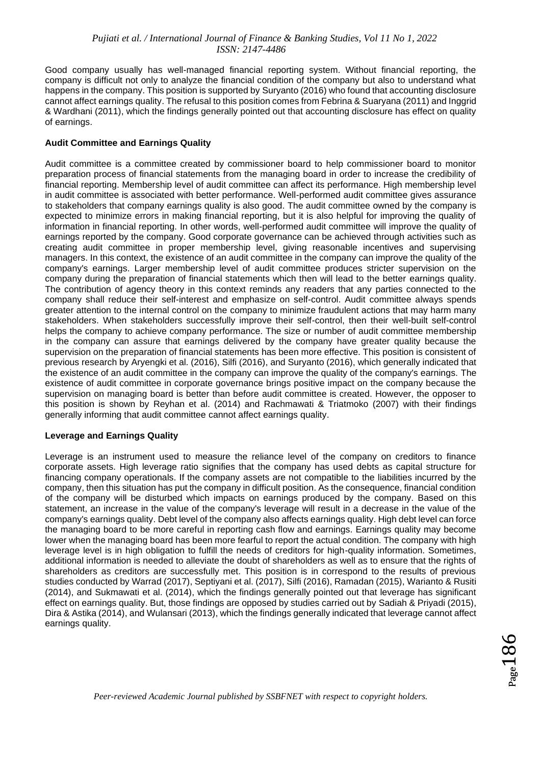Good company usually has well-managed financial reporting system. Without financial reporting, the company is difficult not only to analyze the financial condition of the company but also to understand what happens in the company. This position is supported by Suryanto (2016) who found that accounting disclosure cannot affect earnings quality. The refusal to this position comes from Febrina & Suaryana (2011) and Inggrid & Wardhani (2011), which the findings generally pointed out that accounting disclosure has effect on quality of earnings.

### Audit Committee and Earnings Quality

Audit committee is a committee created by commissioner board to help commissioner board to monitor preparation process of financial statements from the managing board in order to increase the credibility of financial reporting. Membership level of audit committee can affect its performance. High membership level in audit committee is associated with better performance. Well-performed audit committee gives assurance to stakeholders that company earnings quality is also good. The audit committee owned by the company is expected to minimize errors in making financial reporting, but it is also helpful for improving the quality of information in financial reporting. In other words, well-performed audit committee will improve the quality of earnings reported by the company. Good corporate governance can be achieved through activities such as creating audit committee in proper membership level, giving reasonable incentives and supervising managers. In this context, the existence of an audit committee in the company can improve the quality of the company's earnings. Larger membership level of audit committee produces stricter supervision on the company during the preparation of financial statements which then will lead to the better earnings quality. The contribution of agency theory in this context reminds any readers that any parties connected to the company shall reduce their self-interest and emphasize on self-control. Audit committee always spends greater attention to the internal control on the company to minimize fraudulent actions that may harm many stakeholders. When stakeholders successfully improve their self-control, then their well-built self-control helps the company to achieve company performance. The size or number of audit committee membership in the company can assure that earnings delivered by the company have greater quality because the supervision on the preparation of financial statements has been more effective. This position is consistent of previous research by Aryengki et al. (2016), Silfi (2016), and Suryanto (2016), which generally indicated that the existence of an audit committee in the company can improve the quality of the company's earnings. The existence of audit committee in corporate governance brings positive impact on the company because the supervision on managing board is better than before audit committee is created. However, the opposer to this position is shown by Reyhan et al. (2014) and Rachmawati & Triatmoko (2007) with their findings generally informing that audit committee cannot affect earnings quality.

### Leverage and Earnings Quality

Leverage is an instrument used to measure the reliance level of the company on creditors to finance corporate assets. High leverage ratio signifies that the company has used debts as capital structure for financing company operationals. If the company assets are not compatible to the liabilities incurred by the company, then this situation has put the company in difficult position. As the consequence, financial condition of the company will be disturbed which impacts on earnings produced by the company. Based on this statement, an increase in the value of the company's leverage will result in a decrease in the value of the company's earnings quality. Debt level of the company also affects earnings quality. High debt level can force the managing board to be more careful in reporting cash flow and earnings. Earnings quality may become lower when the managing board has been more fearful to report the actual condition. The company with high leverage level is in high obligation to fulfill the needs of creditors for high-quality information. Sometimes, additional information is needed to alleviate the doubt of shareholders as well as to ensure that the rights of shareholders as creditors are successfully met. This position is in correspond to the results of previous studies conducted by Warrad (2017), Septiyani et al. (2017), Silfi (2016), Ramadan (2015), Warianto & Rusiti (2014), and Sukmawati et al. (2014), which the findings generally pointed out that leverage has significant effect on earnings quality. But, those findings are opposed by studies carried out by Sadiah & Priyadi (2015), Dira & Astika (2014), and Wulansari (2013), which the findings generally indicated that leverage cannot affect earnings quality.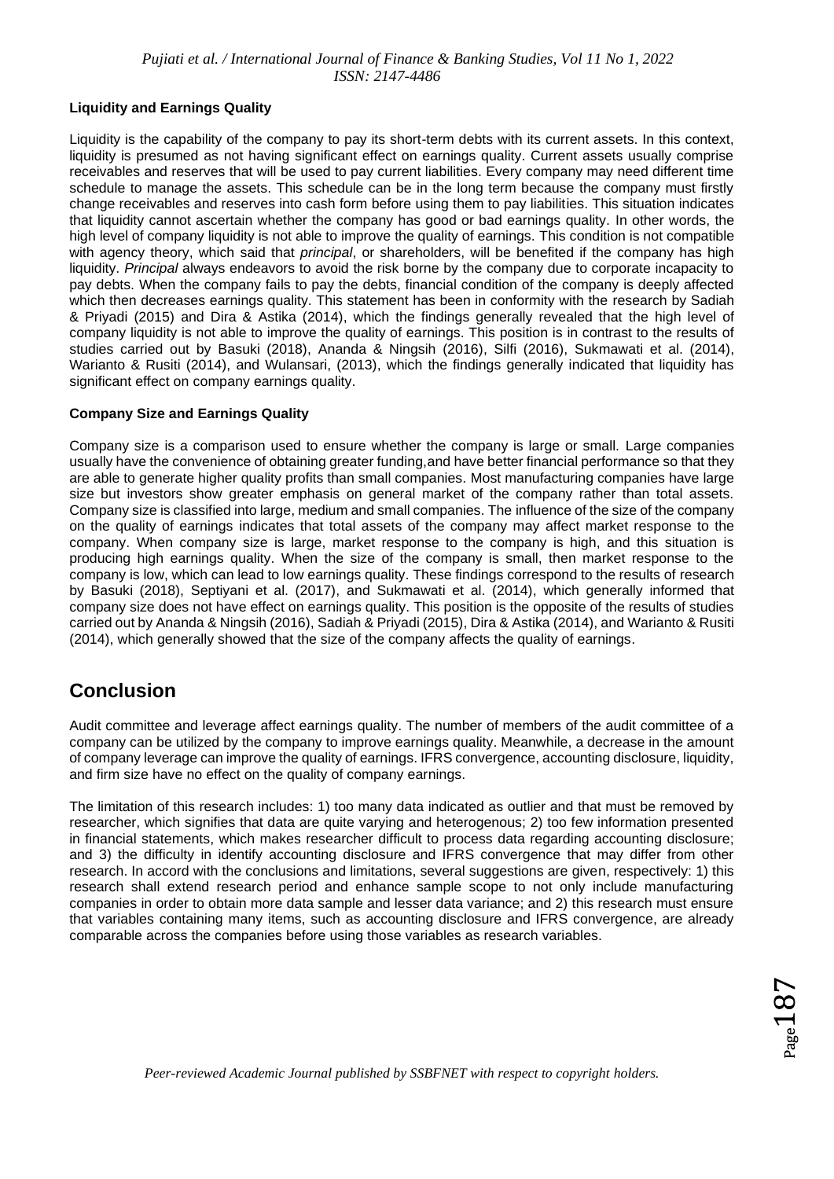**Liquidity and Earnings Quality**

Liquidity is the capability of the company to pay its short-term debts with its current assets. In this context, liquidity is presumed as not having significant effect on earnings quality. Current assets usually comprise receivables and reserves that will be used to pay current liabilities. Every company may need different time schedule to manage the assets. This schedule can be in the long term because the company must firstly change receivables and reserves into cash form before using them to pay liabilities. This situation indicates that liquidity cannot ascertain whether the company has good or bad earnings quality. In other words, the high level of company liquidity is not able to improve the quality of earnings. This condition is not compatible with agency theory, which said that *principal*, or shareholders, will be benefited if the company has high liquidity. *Principal* always endeavors to avoid the risk borne by the company due to corporate incapacity to pay debts. When the company fails to pay the debts, financial condition of the company is deeply affected which then decreases earnings quality. This statement has been in conformity with the research by Sadiah & Priyadi (2015) and Dira & Astika (2014), which the findings generally revealed that the high level of company liquidity is not able to improve the quality of earnings. This position is in contrast to the results of studies carried out by Basuki (2018), Ananda & Ningsih (2016), Silfi (2016), Sukmawati et al. (2014), Warianto & Rusiti (2014), and Wulansari, (2013), which the findings generally indicated that liquidity has significant effect on company earnings quality.

**Company Size and Earnings Quality**

Company size is a comparison used to ensure whether the company is large or small. Large companies usually have the convenience of obtaining greater funding,and have better financial performance so that they are able to generate higher quality profits than small companies. Most manufacturing companies have large size but investors show greater emphasis on general market of the company rather than total assets. Company size is classified into large, medium and small companies. The influence of the size of the company on the quality of earnings indicates that total assets of the company may affect market response to the company. When company size is large, market response to the company is high, and this situation is producing high earnings quality. When the size of the company is small, then market response to the company is low, which can lead to low earnings quality. These findings correspond to the results of research by Basuki (2018), Septiyani et al. (2017), and Sukmawati et al. (2014), which generally informed that company size does not have effect on earnings quality. This position is the opposite of the results of studies carried out by Ananda & Ningsih (2016), Sadiah & Priyadi (2015), Dira & Astika (2014), and Warianto & Rusiti (2014), which generally showed that the size of the company affects the quality of earnings.

## Conclusion

Audit committee and leverage affect earnings quality. The number of members of the audit committee of a company can be utilized by the company to improve earnings quality. Meanwhile, a decrease in the amount of company leverage can improve the quality of earnings. IFRS convergence, accounting disclosure, liquidity, and firm size have no effect on the quality of company earnings.

The limitation of this research includes: 1) too many data indicated as outlier and that must be removed by researcher, which signifies that data are quite varying and heterogenous; 2) too few information presented in financial statements, which makes researcher difficult to process data regarding accounting disclosure; and 3) the difficulty in identify accounting disclosure and IFRS convergence that may differ from other research. In accord with the conclusions and limitations, several suggestions are given, respectively: 1) this research shall extend research period and enhance sample scope to not only include manufacturing companies in order to obtain more data sample and lesser data variance; and 2) this research must ensure that variables containing many items, such as accounting disclosure and IFRS convergence, are already comparable across the companies before using those variables as research variables.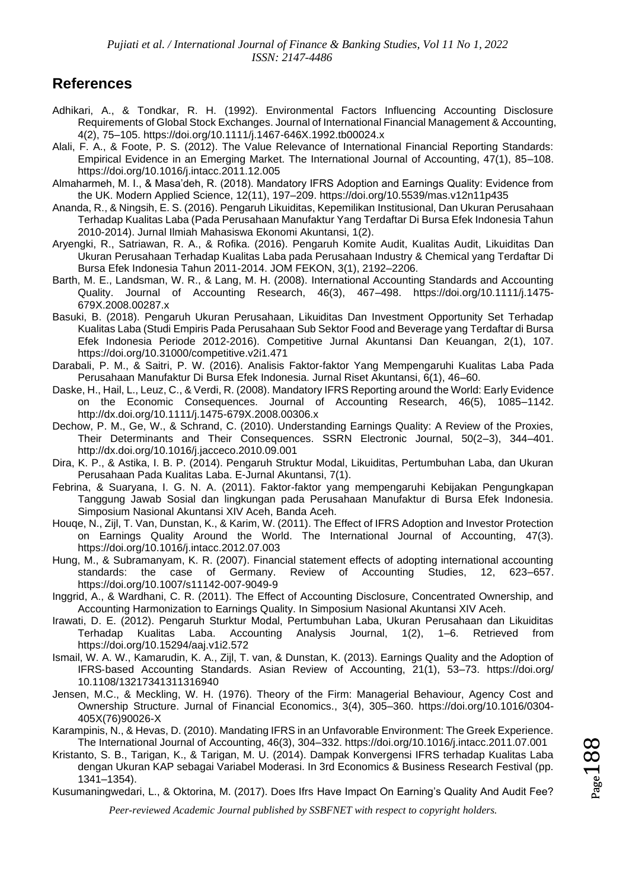## References

Adhikari, A., & Tondkar, R. H. (1992). Environmental Factors Influencing Accounting Disclosure Requirements of Global Stock Exchanges. Journal of International Financial Management & Accounting, 4(2), 75–105. https://doi.org/10.1111/j.1467-646X.1992.tb00024.x

Alali, F. A., & Foote, P. S. (2012). The Value Relevance of International Financial Reporting Standards: Empirical Evidence in an Emerging Market. The International Journal of Accounting, 47(1), 85–108. https://doi.org/10.1016/j.intacc.2011.12.005

Almaharmeh, M. I., & Masa'deh, R. (2018). Mandatory IFRS Adoption and Earnings Quality: Evidence from the UK. Modern Applied Science, 12(11), 197–209. https://doi.org/10.5539/mas.v12n11p435

Ananda, R., & Ningsih, E. S. (2016). Pengaruh Likuiditas, Kepemilikan Institusional, Dan Ukuran Perusahaan Terhadap Kualitas Laba (Pada Perusahaan Manufaktur Yang Terdaftar Di Bursa Efek Indonesia Tahun 2010-2014). Jurnal Ilmiah Mahasiswa Ekonomi Akuntansi, 1(2).

Aryengki, R., Satriawan, R. A., & Rofika. (2016). Pengaruh Komite Audit, Kualitas Audit, Likuiditas Dan Ukuran Perusahaan Terhadap Kualitas Laba pada Perusahaan Industry & Chemical yang Terdaftar Di Bursa Efek Indonesia Tahun 2011-2014. JOM FEKON, 3(1), 2192–2206.

Barth, M. E., Landsman, W. R., & Lang, M. H. (2008). International Accounting Standards and Accounting Quality. Journal of Accounting Research, 46(3), 467–498. https://doi.org/10.1111/j.1475-679X.2008.00287.x

Basuki, B. (2018). Pengaruh Ukuran Perusahaan, Likuiditas Dan Investment Opportunity Set Terhadap Kualitas Laba (Studi Empiris Pada Perusahaan Sub Sektor Food and Beverage yang Terdaftar di Bursa Efek Indonesia Periode 2012-2016). Competitive Jurnal Akuntansi Dan Keuangan, 2(1), 107. https://doi.org/10.31000/competitive.v2i1.471

Darabali, P. M., & Saitri, P. W. (2016). Analisis Faktor-faktor Yang Mempengaruhi Kualitas Laba Pada Perusahaan Manufaktur Di Bursa Efek Indonesia. Jurnal Riset Akuntansi, 6(1), 46–60.

Daske, H., Hail, L., Leuz, C., & Verdi, R. (2008). Mandatory IFRS Reporting around the World: Early Evidence on the Economic Consequences. Journal of Accounting Research, 46(5), 1085–1142. http://dx.doi.org/10.1111/j.1475-679X.2008.00306.x

Dechow, P. M., Ge, W., & Schrand, C. (2010). Understanding Earnings Quality: A Review of the Proxies, Their Determinants and Their Consequences. SSRN Electronic Journal, 50(2–3), 344–401. http://dx.doi.org/10.1016/j.jacceco.2010.09.001

Dira, K. P., & Astika, I. B. P. (2014). Pengaruh Struktur Modal, Likuiditas, Pertumbuhan Laba, dan Ukuran Perusahaan Pada Kualitas Laba. E-Jurnal Akuntansi, 7(1).

Febrina, & Suaryana, I. G. N. A. (2011). Faktor-faktor yang mempengaruhi Kebijakan Pengungkapan Tanggung Jawab Sosial dan lingkungan pada Perusahaan Manufaktur di Bursa Efek Indonesia. Simposium Nasional Akuntansi XIV Aceh, Banda Aceh.

Houqe, N., Zijl, T. Van, Dunstan, K., & Karim, W. (2011). The Effect of IFRS Adoption and Investor Protection on Earnings Quality Around the World. The International Journal of Accounting, 47(3). https://doi.org/10.1016/j.intacc.2012.07.003

Hung, M., & Subramanyam, K. R. (2007). Financial statement effects of adopting international accounting standards: the case of Germany. Review of Accounting Studies, 12, 623–657. https://doi.org/10.1007/s11142-007-9049-9

Inggrid, A., & Wardhani, C. R. (2011). The Effect of Accounting Disclosure, Concentrated Ownership, and Accounting Harmonization to Earnings Quality. In Simposium Nasional Akuntansi XIV Aceh.

Irawati, D. E. (2012). Pengaruh Sturktur Modal, Pertumbuhan Laba, Ukuran Perusahaan dan Likuiditas Terhadap Kualitas Laba. Accounting Analysis Journal, 1(2), 1–6. Retrieved from https://doi.org/10.15294/aaj.v1i2.572

Ismail, W. A. W., Kamarudin, K. A., Zijl, T. van, & Dunstan, K. (2013). Earnings Quality and the Adoption of IFRS-based Accounting Standards. Asian Review of Accounting, 21(1), 53–73. https://doi.org/ 10.1108/13217341311316940

Jensen, M.C., & Meckling, W. H. (1976). Theory of the Firm: Managerial Behaviour, Agency Cost and Ownership Structure. Jurnal of Financial Economics., 3(4), 305–360. https://doi.org/10.1016/0304-405X(76)90026-X

Karampinis, N., & Hevas, D. (2010). Mandating IFRS in an Unfavorable Environment: The Greek Experience. The International Journal of Accounting, 46(3), 304–332. https://doi.org/10.1016/j.intacc.2011.07.001

Kristanto, S. B., Tarigan, K., & Tarigan, M. U. (2014). Dampak Konvergensi IFRS terhadap Kualitas Laba dengan Ukuran KAP sebagai Variabel Moderasi. In 3rd Economics & Business Research Festival (pp. 1341–1354).

Kusumaningwedari, L., & Oktorina, M. (2017). Does Ifrs Have Impact On Earning's Quality And Audit Fee?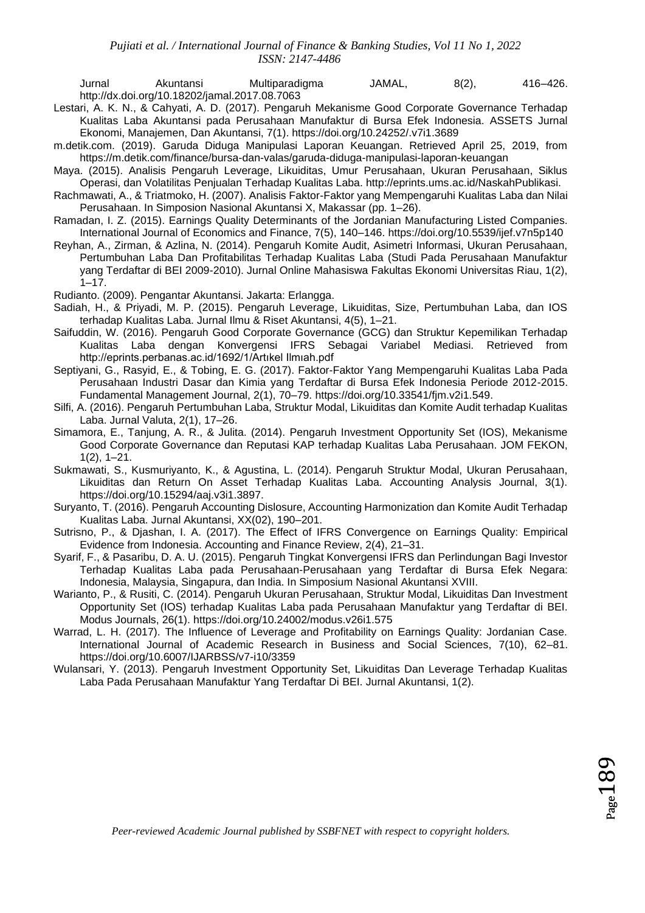Jurnal Akuntansi Multiparadigma JAMAL, 8(2), 416–426. http://dx.doi.org/10.18202/jamal.2017.08.7063

Lestari, A. K. N., & Cahyati, A. D. (2017). Pengaruh Mekanisme Good Corporate Governance Terhadap Kualitas Laba Akuntansi pada Perusahaan Manufaktur di Bursa Efek Indonesia. ASSETS Jurnal Ekonomi, Manajemen, Dan Akuntansi, 7(1). https://doi.org/10.24252/.v7i1.3689

m.detik.com. (2019). Garuda Diduga Manipulasi Laporan Keuangan. Retrieved April 25, 2019, from https://m.detik.com/finance/bursa-dan-valas/garuda-diduga-manipulasi-laporan-keuangan

Maya. (2015). Analisis Pengaruh Leverage, Likuiditas, Umur Perusahaan, Ukuran Perusahaan, Siklus Operasi, dan Volatilitas Penjualan Terhadap Kualitas Laba. http://eprints.ums.ac.id/NaskahPublikasi.

Rachmawati, A., & Triatmoko, H. (2007). Analisis Faktor-Faktor yang Mempengaruhi Kualitas Laba dan Nilai Perusahaan. In Simposion Nasional Akuntansi X, Makassar (pp. 1–26).

Ramadan, I. Z. (2015). Earnings Quality Determinants of the Jordanian Manufacturing Listed Companies. International Journal of Economics and Finance, 7(5), 140–146. https://doi.org/10.5539/ijef.v7n5p140

Reyhan, A., Zirman, & Azlina, N. (2014). Pengaruh Komite Audit, Asimetri Informasi, Ukuran Perusahaan, Pertumbuhan Laba Dan Profitabilitas Terhadap Kualitas Laba (Studi Pada Perusahaan Manufaktur yang Terdaftar di BEI 2009-2010). Jurnal Online Mahasiswa Fakultas Ekonomi Universitas Riau, 1(2), 1–17.

Rudianto. (2009). Pengantar Akuntansi. Jakarta: Erlangga.

Sadiah, H., & Priyadi, M. P. (2015). Pengaruh Leverage, Likuiditas, Size, Pertumbuhan Laba, dan IOS terhadap Kualitas Laba. Jurnal Ilmu & Riset Akuntansi, 4(5), 1–21.

Saifuddin, W. (2016). Pengaruh Good Corporate Governance (GCG) dan Struktur Kepemilikan Terhadap Kualitas Laba dengan Konvergensi IFRS Sebagai Variabel Mediasi. Retrieved from http://eprints.perbanas.ac.id/1692/1/Artıkel Ilmıah.pdf

Septiyani, G., Rasyid, E., & Tobing, E. G. (2017). Faktor-Faktor Yang Mempengaruhi Kualitas Laba Pada Perusahaan Industri Dasar dan Kimia yang Terdaftar di Bursa Efek Indonesia Periode 2012-2015. Fundamental Management Journal, 2(1), 70–79. https://doi.org/10.33541/fjm.v2i1.549.

Silfi, A. (2016). Pengaruh Pertumbuhan Laba, Struktur Modal, Likuiditas dan Komite Audit terhadap Kualitas Laba. Jurnal Valuta, 2(1), 17–26.

Simamora, E., Tanjung, A. R., & Julita. (2014). Pengaruh Investment Opportunity Set (IOS), Mekanisme Good Corporate Governance dan Reputasi KAP terhadap Kualitas Laba Perusahaan. JOM FEKON, 1(2), 1–21.

Sukmawati, S., Kusmuriyanto, K., & Agustina, L. (2014). Pengaruh Struktur Modal, Ukuran Perusahaan, Likuiditas dan Return On Asset Terhadap Kualitas Laba. Accounting Analysis Journal, 3(1). https://doi.org/10.15294/aaj.v3i1.3897.

Suryanto, T. (2016). Pengaruh Accounting Dislosure, Accounting Harmonization dan Komite Audit Terhadap Kualitas Laba. Jurnal Akuntansi, XX(02), 190–201.

Sutrisno, P., & Djashan, I. A. (2017). The Effect of IFRS Convergence on Earnings Quality: Empirical Evidence from Indonesia. Accounting and Finance Review, 2(4), 21–31.

Syarif, F., & Pasaribu, D. A. U. (2015). Pengaruh Tingkat Konvergensi IFRS dan Perlindungan Bagi Investor Terhadap Kualitas Laba pada Perusahaan-Perusahaan yang Terdaftar di Bursa Efek Negara: Indonesia, Malaysia, Singapura, dan India. In Simposium Nasional Akuntansi XVIII.

Warianto, P., & Rusiti, C. (2014). Pengaruh Ukuran Perusahaan, Struktur Modal, Likuiditas Dan Investment Opportunity Set (IOS) terhadap Kualitas Laba pada Perusahaan Manufaktur yang Terdaftar di BEI. Modus Journals, 26(1). https://doi.org/10.24002/modus.v26i1.575

Warrad, L. H. (2017). The Influence of Leverage and Profitability on Earnings Quality: Jordanian Case. International Journal of Academic Research in Business and Social Sciences, 7(10), 62–81. https://doi.org/10.6007/IJARBSS/v7-i10/3359

Wulansari, Y. (2013). Pengaruh Investment Opportunity Set, Likuiditas Dan Leverage Terhadap Kualitas Laba Pada Perusahaan Manufaktur Yang Terdaftar Di BEI. Jurnal Akuntansi, 1(2).